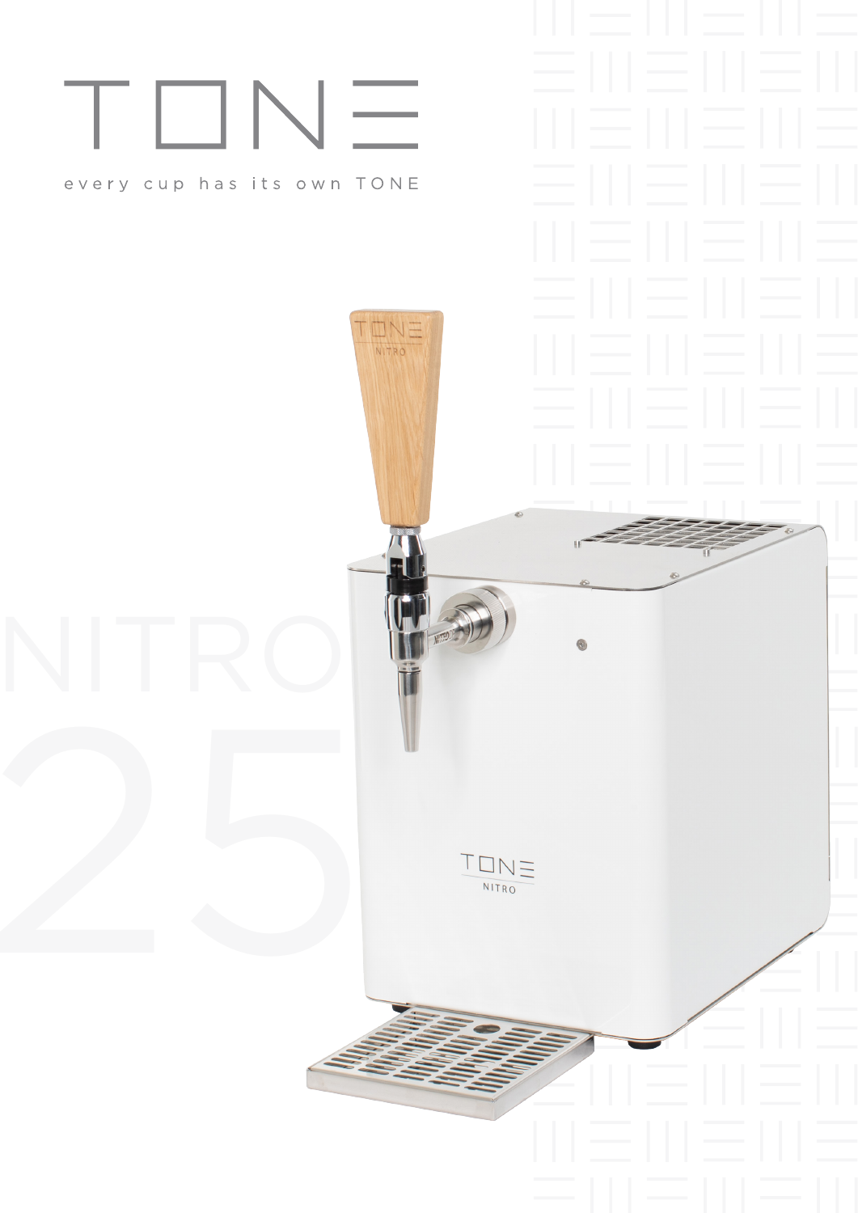# TONE

every cup has its own TONE

NITRO

25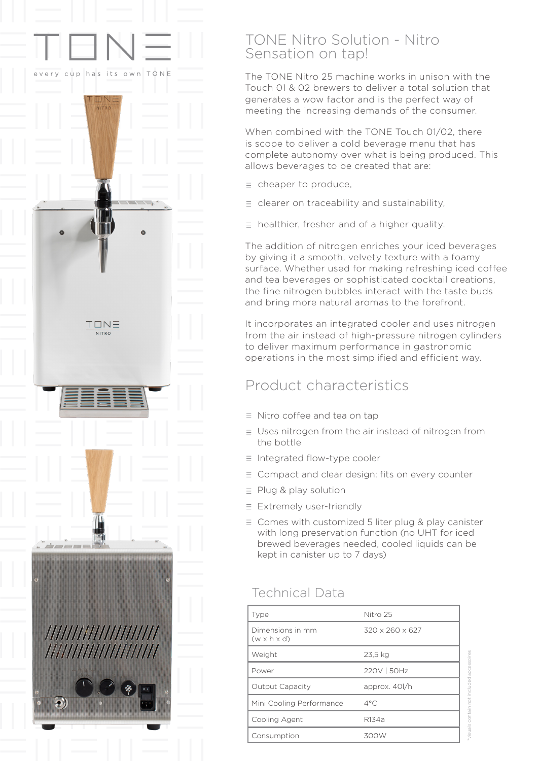# TONE

every cup has its own TONE

## TONE Nitro Solution - Nitro Sensation on tap!

The TONE Nitro 25 machine works in unison with the Touch 01 & 02 brewers to deliver a total solution that generates a wow factor and is the perfect way of meeting the increasing demands of the consumer.

When combined with the TONE Touch 01/02, there is scope to deliver a cold beverage menu that has complete autonomy over what is being produced. This allows beverages to be created that are:

- cheaper to produce,
- clearer on traceability and sustainability,
- healthier, fresher and of a higher quality.

The addition of nitrogen enriches your iced beverages by giving it a smooth, velvety texture with a foamy surface. Whether used for making refreshing iced coffee and tea beverages or sophisticated cocktail creations, the fine nitrogen bubbles interact with the taste buds and bring more natural aromas to the forefront.

It incorporates an integrated cooler and uses nitrogen from the air instead of high-pressure nitrogen cylinders to deliver maximum performance in gastronomic operations in the most simplified and efficient way.

## Product characteristics

- Nitro coffee and tea on tap
- Uses nitrogen from the air instead of nitrogen from the bottle
- Integrated flow-type cooler
- Compact and clear design: fits on every counter
- Plug & play solution
- Extremely user-friendly
- Comes with customized 5 liter plug & play canister with long preservation function (no UHT for iced brewed beverages needed, cooled liquids can be kept in canister up to 7 days)

### Technical Data

| | |
|---|---|
| Type | Nitro 25 |
| Dimensions in mm (w x h x d) | 320 x 260 x 627 |
| Weight | 23,5 kg |
| Power | 220V \| 50Hz |
| Output Capacity | approx. 40l/h |
| Mini Cooling Performance | 4°C |
| Cooling Agent | R134a |
| Consumption | 300W |

*visuals contain not included accessoires